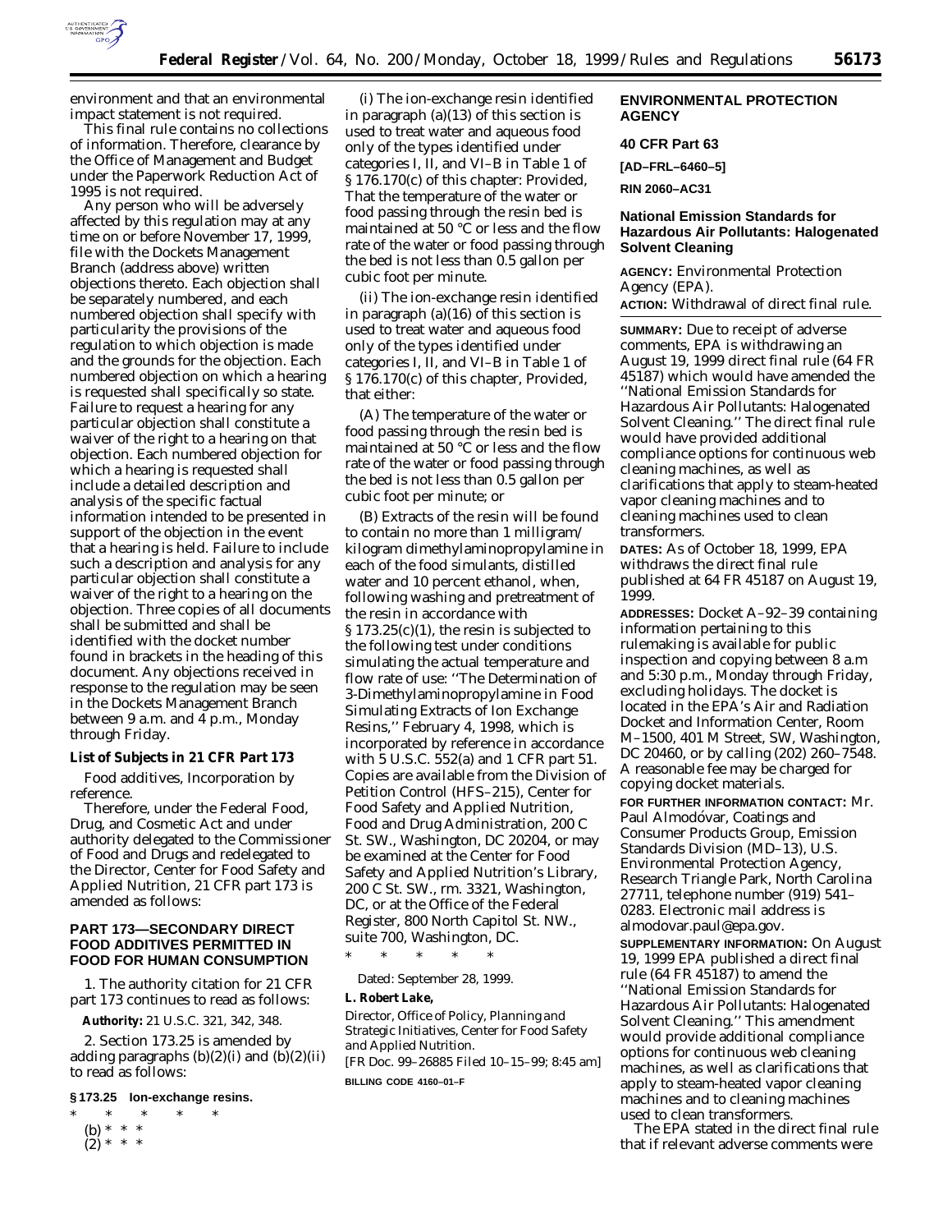environment and that an environmental impact statement is not required.

This final rule contains no collections of information. Therefore, clearance by the Office of Management and Budget under the Paperwork Reduction Act of 1995 is not required.

Any person who will be adversely affected by this regulation may at any time on or before November 17, 1999, file with the Dockets Management Branch (address above) written objections thereto. Each objection shall be separately numbered, and each numbered objection shall specify with particularity the provisions of the regulation to which objection is made and the grounds for the objection. Each numbered objection on which a hearing is requested shall specifically so state. Failure to request a hearing for any particular objection shall constitute a waiver of the right to a hearing on that objection. Each numbered objection for which a hearing is requested shall include a detailed description and analysis of the specific factual information intended to be presented in support of the objection in the event that a hearing is held. Failure to include such a description and analysis for any particular objection shall constitute a waiver of the right to a hearing on the objection. Three copies of all documents shall be submitted and shall be identified with the docket number found in brackets in the heading of this document. Any objections received in response to the regulation may be seen in the Dockets Management Branch between 9 a.m. and 4 p.m., Monday through Friday.

**List of Subjects in 21 CFR Part 173**

Food additives, Incorporation by reference.

Therefore, under the Federal Food, Drug, and Cosmetic Act and under authority delegated to the Commissioner of Food and Drugs and redelegated to the Director, Center for Food Safety and Applied Nutrition, 21 CFR part 173 is amended as follows:

## PART 173—SECONDARY DIRECT FOOD ADDITIVES PERMITTED IN FOOD FOR HUMAN CONSUMPTION

1. The authority citation for 21 CFR part 173 continues to read as follows:

**Authority:** 21 U.S.C. 321, 342, 348.

2. Section 173.25 is amended by adding paragraphs (b)(2)(i) and (b)(2)(ii) to read as follows:

**§ 173.25 Ion-exchange resins.**

\* \* \* \* \*

(b) \* \* \*

(2) \* \* \*

(i) The ion-exchange resin identified in paragraph (a)(13) of this section is used to treat water and aqueous food only of the types identified under categories I, II, and VI–B in Table 1 of § 176.170(c) of this chapter: Provided, That the temperature of the water or food passing through the resin bed is maintained at 50 °C or less and the flow rate of the water or food passing through the bed is not less than 0.5 gallon per cubic foot per minute.

(ii) The ion-exchange resin identified in paragraph (a)(16) of this section is used to treat water and aqueous food only of the types identified under categories I, II, and VI–B in Table 1 of § 176.170(c) of this chapter, Provided, that either:

(A) The temperature of the water or food passing through the resin bed is maintained at 50 °C or less and the flow rate of the water or food passing through the bed is not less than 0.5 gallon per cubic foot per minute; or

(B) Extracts of the resin will be found to contain no more than 1 milligram/kilogram dimethylaminopropylamine in each of the food simulants, distilled water and 10 percent ethanol, when, following washing and pretreatment of the resin in accordance with § 173.25(c)(1), the resin is subjected to the following test under conditions simulating the actual temperature and flow rate of use: ''The Determination of 3-Dimethylaminopropylamine in Food Simulating Extracts of Ion Exchange Resins,'' February 4, 1998, which is incorporated by reference in accordance with 5 U.S.C. 552(a) and 1 CFR part 51. Copies are available from the Division of Petition Control (HFS–215), Center for Food Safety and Applied Nutrition, Food and Drug Administration, 200 C St. SW., Washington, DC 20204, or may be examined at the Center for Food Safety and Applied Nutrition's Library, 200 C St. SW., rm. 3321, Washington, DC, or at the Office of the Federal Register, 800 North Capitol St. NW., suite 700, Washington, DC.

\* \* \* \* \*

Dated: September 28, 1999.

**L. Robert Lake,**

*Director, Office of Policy, Planning and Strategic Initiatives, Center for Food Safety and Applied Nutrition.*

[FR Doc. 99–26885 Filed 10–15–99; 8:45 am]

**BILLING CODE 4160–01–F**

## ENVIRONMENTAL PROTECTION AGENCY

### 40 CFR Part 63

**[AD–FRL–6460–5]**

**RIN 2060–AC31**

### National Emission Standards for Hazardous Air Pollutants: Halogenated Solvent Cleaning

**AGENCY:** Environmental Protection Agency (EPA).

**ACTION:** Withdrawal of direct final rule.

**SUMMARY:** Due to receipt of adverse comments, EPA is withdrawing an August 19, 1999 direct final rule (64 FR 45187) which would have amended the ''National Emission Standards for Hazardous Air Pollutants: Halogenated Solvent Cleaning.'' The direct final rule would have provided additional compliance options for continuous web cleaning machines, as well as clarifications that apply to steam-heated vapor cleaning machines and to cleaning machines used to clean transformers.

**DATES:** As of October 18, 1999, EPA withdraws the direct final rule published at 64 FR 45187 on August 19, 1999.

**ADDRESSES:** Docket A–92–39 containing information pertaining to this rulemaking is available for public inspection and copying between 8 a.m and 5:30 p.m., Monday through Friday, excluding holidays. The docket is located in the EPA's Air and Radiation Docket and Information Center, Room M–1500, 401 M Street, SW, Washington, DC 20460, or by calling (202) 260–7548. A reasonable fee may be charged for copying docket materials.

**FOR FURTHER INFORMATION CONTACT:** Mr. Paul Almodóvar, Coatings and Consumer Products Group, Emission Standards Division (MD–13), U.S. Environmental Protection Agency, Research Triangle Park, North Carolina 27711, telephone number (919) 541–0283. Electronic mail address is almodovar.paul@epa.gov.

**SUPPLEMENTARY INFORMATION:** On August 19, 1999 EPA published a direct final rule (64 FR 45187) to amend the ''National Emission Standards for Hazardous Air Pollutants: Halogenated Solvent Cleaning.'' This amendment would provide additional compliance options for continuous web cleaning machines, as well as clarifications that apply to steam-heated vapor cleaning machines and to cleaning machines used to clean transformers.

The EPA stated in the direct final rule that if relevant adverse comments were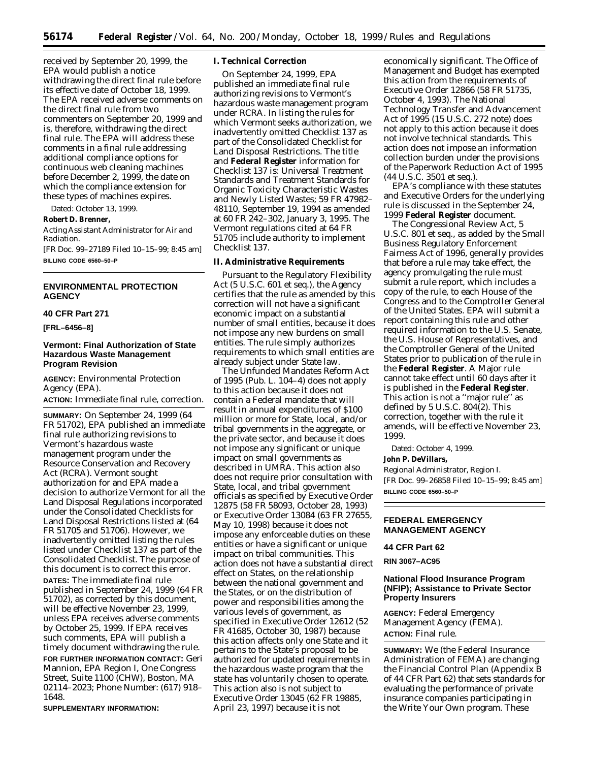received by September 20, 1999, the EPA would publish a notice withdrawing the direct final rule before its effective date of October 18, 1999. The EPA received adverse comments on the direct final rule from two commenters on September 20, 1999 and is, therefore, withdrawing the direct final rule. The EPA will address these comments in a final rule addressing additional compliance options for continuous web cleaning machines before December 2, 1999, the date on which the compliance extension for these types of machines expires.

Dated: October 13, 1999.

**Robert D. Brenner,**

*Acting Assistant Administrator for Air and Radiation.*

[FR Doc. 99–27189 Filed 10–15–99; 8:45 am]

**BILLING CODE 6560–50–P**

---

## ENVIRONMENTAL PROTECTION AGENCY

### 40 CFR Part 271

**[FRL–6456–8]**

### Vermont: Final Authorization of State Hazardous Waste Management Program Revision

**AGENCY:** Environmental Protection Agency (EPA).

**ACTION:** Immediate final rule, correction.

**SUMMARY:** On September 24, 1999 (64 FR 51702), EPA published an immediate final rule authorizing revisions to Vermont's hazardous waste management program under the Resource Conservation and Recovery Act (RCRA). Vermont sought authorization for and EPA made a decision to authorize Vermont for all the Land Disposal Regulations incorporated under the Consolidated Checklists for Land Disposal Restrictions listed at (64 FR 51705 and 51706). However, we inadvertently omitted listing the rules listed under Checklist 137 as part of the Consolidated Checklist. The purpose of this document is to correct this error.

**DATES:** The immediate final rule published in September 24, 1999 (64 FR 51702), as corrected by this document, will be effective November 23, 1999, unless EPA receives adverse comments by October 25, 1999. If EPA receives such comments, EPA will publish a timely document withdrawing the rule.

**FOR FURTHER INFORMATION CONTACT:** Geri Mannion, EPA Region I, One Congress Street, Suite 1100 (CHW), Boston, MA 02114–2023; Phone Number: (617) 918–1648.

**SUPPLEMENTARY INFORMATION:**

#### I. Technical Correction

On September 24, 1999, EPA published an immediate final rule authorizing revisions to Vermont's hazardous waste management program under RCRA. In listing the rules for which Vermont seeks authorization, we inadvertently omitted Checklist 137 as part of the Consolidated Checklist for Land Disposal Restrictions. The title and **Federal Register** information for Checklist 137 is: Universal Treatment Standards and Treatment Standards for Organic Toxicity Characteristic Wastes and Newly Listed Wastes; 59 FR 47982–48110, September 19, 1994 as amended at 60 FR 242–302, January 3, 1995. The Vermont regulations cited at 64 FR 51705 include authority to implement Checklist 137.

#### II. Administrative Requirements

Pursuant to the Regulatory Flexibility Act (5 U.S.C. 601 et seq.), the Agency certifies that the rule as amended by this correction will not have a significant economic impact on a substantial number of small entities, because it does not impose any new burdens on small entities. The rule simply authorizes requirements to which small entities are already subject under State law.

The Unfunded Mandates Reform Act of 1995 (Pub. L. 104–4) does not apply to this action because it does not contain a Federal mandate that will result in annual expenditures of $100 million or more for State, local, and/or tribal governments in the aggregate, or the private sector, and because it does not impose any significant or unique impact on small governments as described in UMRA. This action also does not require prior consultation with State, local, and tribal government officials as specified by Executive Order 12875 (58 FR 58093, October 28, 1993) or Executive Order 13084 (63 FR 27655, May 10, 1998) because it does not impose any enforceable duties on these entities or have a significant or unique impact on tribal communities. This action does not have a substantial direct effect on States, on the relationship between the national government and the States, or on the distribution of power and responsibilities among the various levels of government, as specified in Executive Order 12612 (52 FR 41685, October 30, 1987) because this action affects only one State and it pertains to the State's proposal to be authorized for updated requirements in the hazardous waste program that the state has voluntarily chosen to operate. This action also is not subject to Executive Order 13045 (62 FR 19885, April 23, 1997) because it is not economically significant. The Office of Management and Budget has exempted this action from the requirements of Executive Order 12866 (58 FR 51735, October 4, 1993). The National Technology Transfer and Advancement Act of 1995 (15 U.S.C. 272 note) does not apply to this action because it does not involve technical standards. This action does not impose an information collection burden under the provisions of the Paperwork Reduction Act of 1995 (44 U.S.C. 3501 et seq.).

EPA's compliance with these statutes and Executive Orders for the underlying rule is discussed in the September 24, 1999 **Federal Register** document.

The Congressional Review Act, 5 U.S.C. 801 et seq., as added by the Small Business Regulatory Enforcement Fairness Act of 1996, generally provides that before a rule may take effect, the agency promulgating the rule must submit a rule report, which includes a copy of the rule, to each House of the Congress and to the Comptroller General of the United States. EPA will submit a report containing this rule and other required information to the U.S. Senate, the U.S. House of Representatives, and the Comptroller General of the United States prior to publication of the rule in the **Federal Register**. A Major rule cannot take effect until 60 days after it is published in the **Federal Register**. This action is not a ''major rule'' as defined by 5 U.S.C. 804(2). This correction, together with the rule it amends, will be effective November 23, 1999.

Dated: October 4, 1999.

**John P. DeVillars,**

*Regional Administrator, Region I.*

[FR Doc. 99–26858 Filed 10–15–99; 8:45 am]

**BILLING CODE 6560–50–P**

---

## FEDERAL EMERGENCY MANAGEMENT AGENCY

### 44 CFR Part 62

**RIN 3067–AC95**

### National Flood Insurance Program (NFIP); Assistance to Private Sector Property Insurers

**AGENCY:** Federal Emergency Management Agency (FEMA).

**ACTION:** Final rule.

**SUMMARY:** We (the Federal Insurance Administration of FEMA) are changing the Financial Control Plan (Appendix B of 44 CFR Part 62) that sets standards for evaluating the performance of private insurance companies participating in the Write Your Own program. These